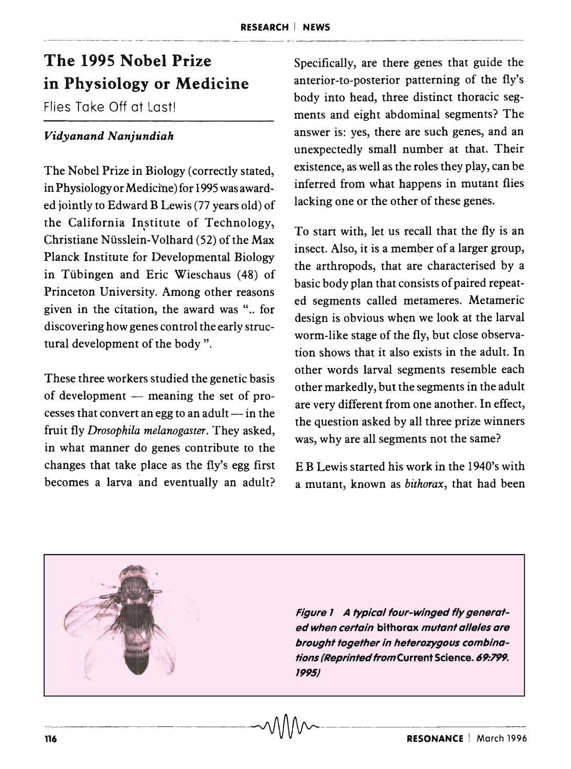# The 1995 Nobel Prize in Physiology or Medicine

Flies Take Off at Last!

***Vidyanand Nanjundiah***

The Nobel Prize in Biology (correctly stated, in Physiology or Medicine) for 1995 was awarded jointly to Edward B Lewis (77 years old) of the California Institute of Technology, Christiane Nüsslein-Volhard (52) of the Max Planck Institute for Developmental Biology in Tübingen and Eric Wieschaus (48) of Princeton University. Among other reasons given in the citation, the award was ".. for discovering how genes control the early structural development of the body ".

These three workers studied the genetic basis of development — meaning the set of processes that convert an egg to an adult — in the fruit fly *Drosophila melanogaster*. They asked, in what manner do genes contribute to the changes that take place as the fly's egg first becomes a larva and eventually an adult? Specifically, are there genes that guide the anterior-to-posterior patterning of the fly's body into head, three distinct thoracic segments and eight abdominal segments? The answer is: yes, there are such genes, and an unexpectedly small number at that. Their existence, as well as the roles they play, can be inferred from what happens in mutant flies lacking one or the other of these genes.

To start with, let us recall that the fly is an insect. Also, it is a member of a larger group, the arthropods, that are characterised by a basic body plan that consists of paired repeated segments called metameres. Metameric design is obvious when we look at the larval worm-like stage of the fly, but close observation shows that it also exists in the adult. In other words larval segments resemble each other markedly, but the segments in the adult are very different from one another. In effect, the question asked by all three prize winners was, why are all segments not the same?

E B Lewis started his work in the 1940's with a mutant, known as *bithorax*, that had been

*Figure 1 A typical four-winged fly generated when certain* bithorax *mutant alleles are brought together in heterozygous combinations (Reprinted from* Current Science. *69:799. 1995)*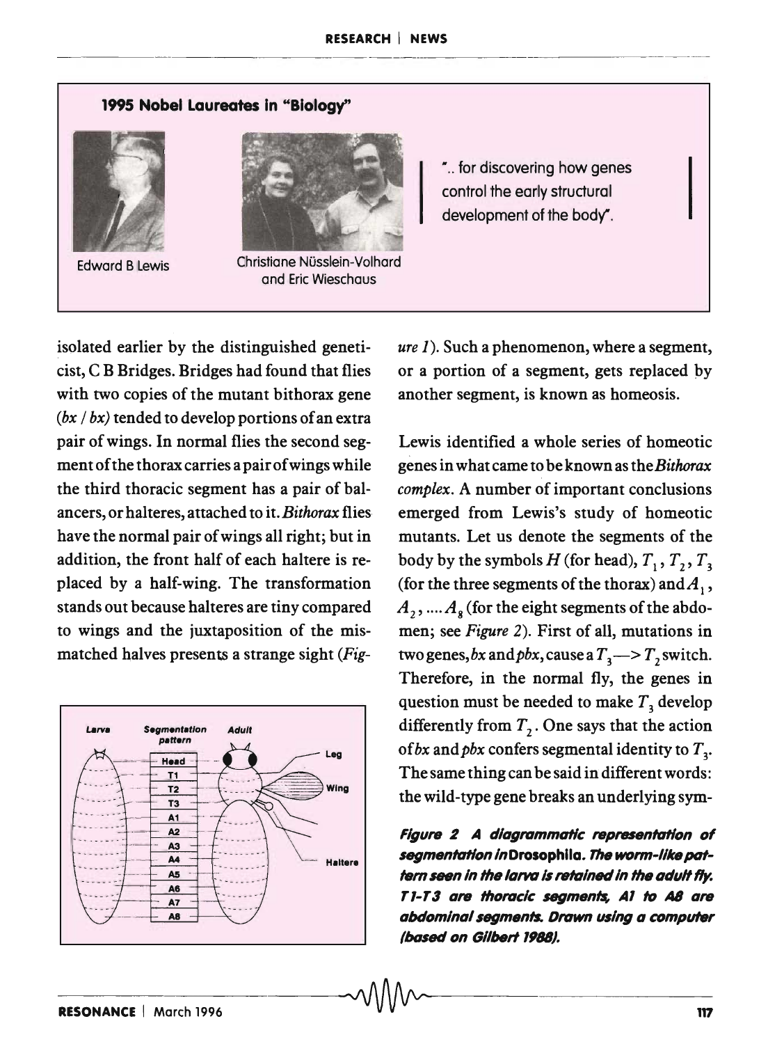**1995 Nobel Laureates in "Biology"**

Edward B Lewis

Christiane Nüsslein-Volhard and Eric Wieschaus

"... for discovering how genes control the early structural development of the body".

isolated earlier by the distinguished geneticist, C B Bridges. Bridges had found that flies with two copies of the mutant bithorax gene (*bx / bx*) tended to develop portions of an extra pair of wings. In normal flies the second segment of the thorax carries a pair of wings while the third thoracic segment has a pair of balancers, or halteres, attached to it. *Bithorax* flies have the normal pair of wings all right; but in addition, the front half of each haltere is replaced by a half-wing. The transformation stands out because halteres are tiny compared to wings and the juxtaposition of the mismatched halves presents a strange sight (*Figure 1*). Such a phenomenon, where a segment, or a portion of a segment, gets replaced by another segment, is known as homeosis.

Lewis identified a whole series of homeotic genes in what came to be known as the *Bithorax complex*. A number of important conclusions emerged from Lewis's study of homeotic mutants. Let us denote the segments of the body by the symbols $H$ (for head), $T_1$, $T_2$, $T_3$ (for the three segments of the thorax) and $A_1$, $A_2$, .... $A_8$ (for the eight segments of the abdomen; see *Figure 2*). First of all, mutations in two genes, *bx* and *pbx*, cause a $T_3 \longrightarrow T_2$ switch. Therefore, in the normal fly, the genes in question must be needed to make $T_3$ develop differently from $T_2$. One says that the action of *bx* and *pbx* confers segmental identity to $T_3$. The same thing can be said in different words: the wild-type gene breaks an underlying sym-

***Figure 2** A diagrammatic representation of segmentation in Drosophila. The worm-like pattern seen in the larva is retained in the adult fly. T1-T3 are thoracic segments, A1 to A8 are abdominal segments. Drawn using a computer (based on Gilbert 1988).*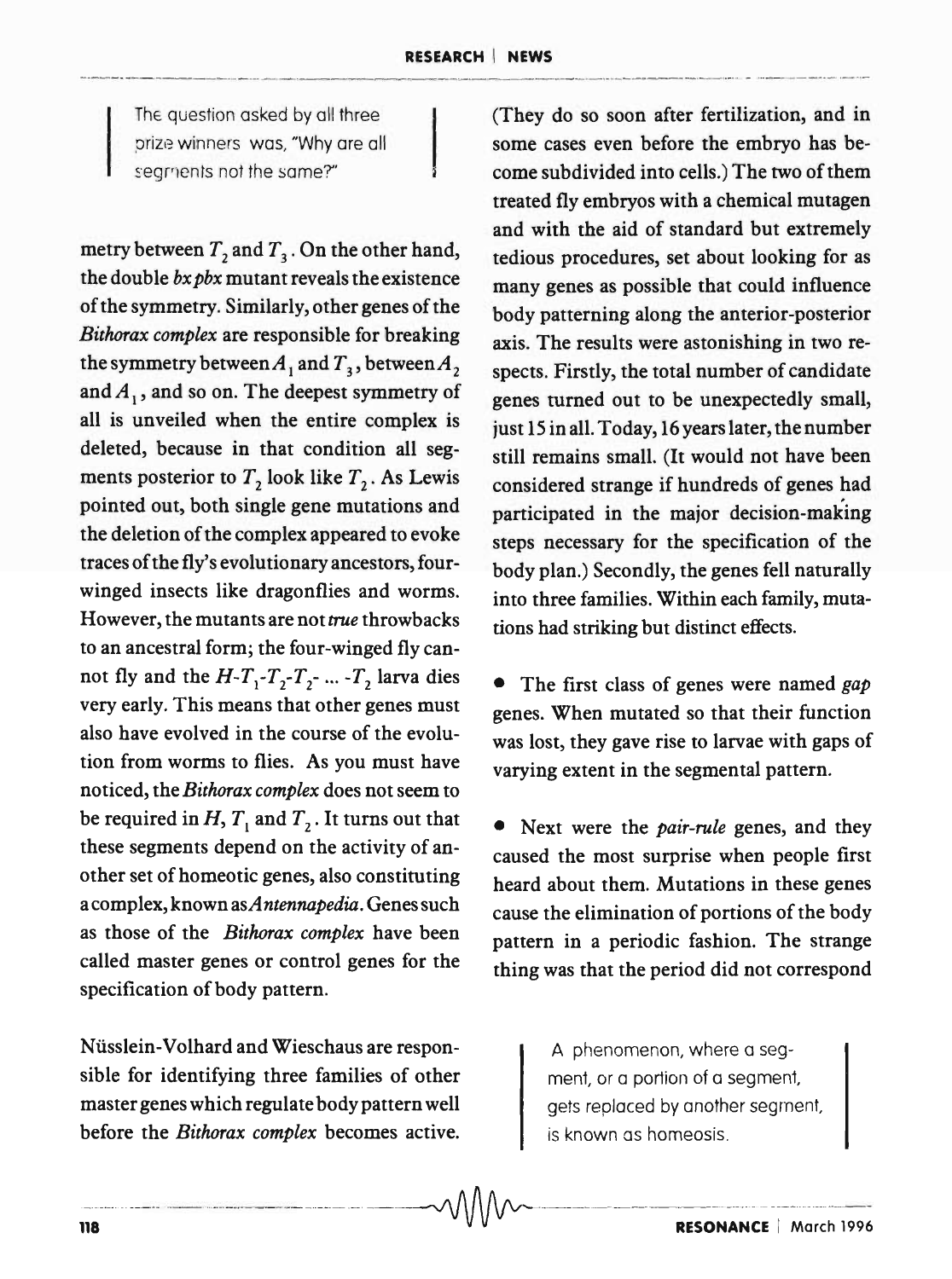> The question asked by all three prize winners was, "Why are all segments not the same?"

metry between $T_2$ and $T_3$. On the other hand, the double *bx pbx* mutant reveals the existence of the symmetry. Similarly, other genes of the *Bithorax complex* are responsible for breaking the symmetry between $A_1$ and $T_3$, between $A_2$ and $A_1$, and so on. The deepest symmetry of all is unveiled when the entire complex is deleted, because in that condition all segments posterior to $T_2$ look like $T_2$. As Lewis pointed out, both single gene mutations and the deletion of the complex appeared to evoke traces of the fly's evolutionary ancestors, four-winged insects like dragonflies and worms. However, the mutants are not *true* throwbacks to an ancestral form; the four-winged fly cannot fly and the $H$-$T_1$-$T_2$-$T_2$- ... -$T_2$ larva dies very early. This means that other genes must also have evolved in the course of the evolution from worms to flies. As you must have noticed, the *Bithorax complex* does not seem to be required in $H$, $T_1$ and $T_2$. It turns out that these segments depend on the activity of another set of homeotic genes, also constituting a complex, known as *Antennapedia*. Genes such as those of the *Bithorax complex* have been called master genes or control genes for the specification of body pattern.

Nüsslein-Volhard and Wieschaus are responsible for identifying three families of other master genes which regulate body pattern well before the *Bithorax complex* becomes active. (They do so soon after fertilization, and in some cases even before the embryo has become subdivided into cells.) The two of them treated fly embryos with a chemical mutagen and with the aid of standard but extremely tedious procedures, set about looking for as many genes as possible that could influence body patterning along the anterior-posterior axis. The results were astonishing in two respects. Firstly, the total number of candidate genes turned out to be unexpectedly small, just 15 in all. Today, 16 years later, the number still remains small. (It would not have been considered strange if hundreds of genes had participated in the major decision-making steps necessary for the specification of the body plan.) Secondly, the genes fell naturally into three families. Within each family, mutations had striking but distinct effects.

- The first class of genes were named *gap* genes. When mutated so that their function was lost, they gave rise to larvae with gaps of varying extent in the segmental pattern.

- Next were the *pair-rule* genes, and they caused the most surprise when people first heard about them. Mutations in these genes cause the elimination of portions of the body pattern in a periodic fashion. The strange thing was that the period did not correspond

> A phenomenon, where a segment, or a portion of a segment, gets replaced by another segment, is known as homeosis.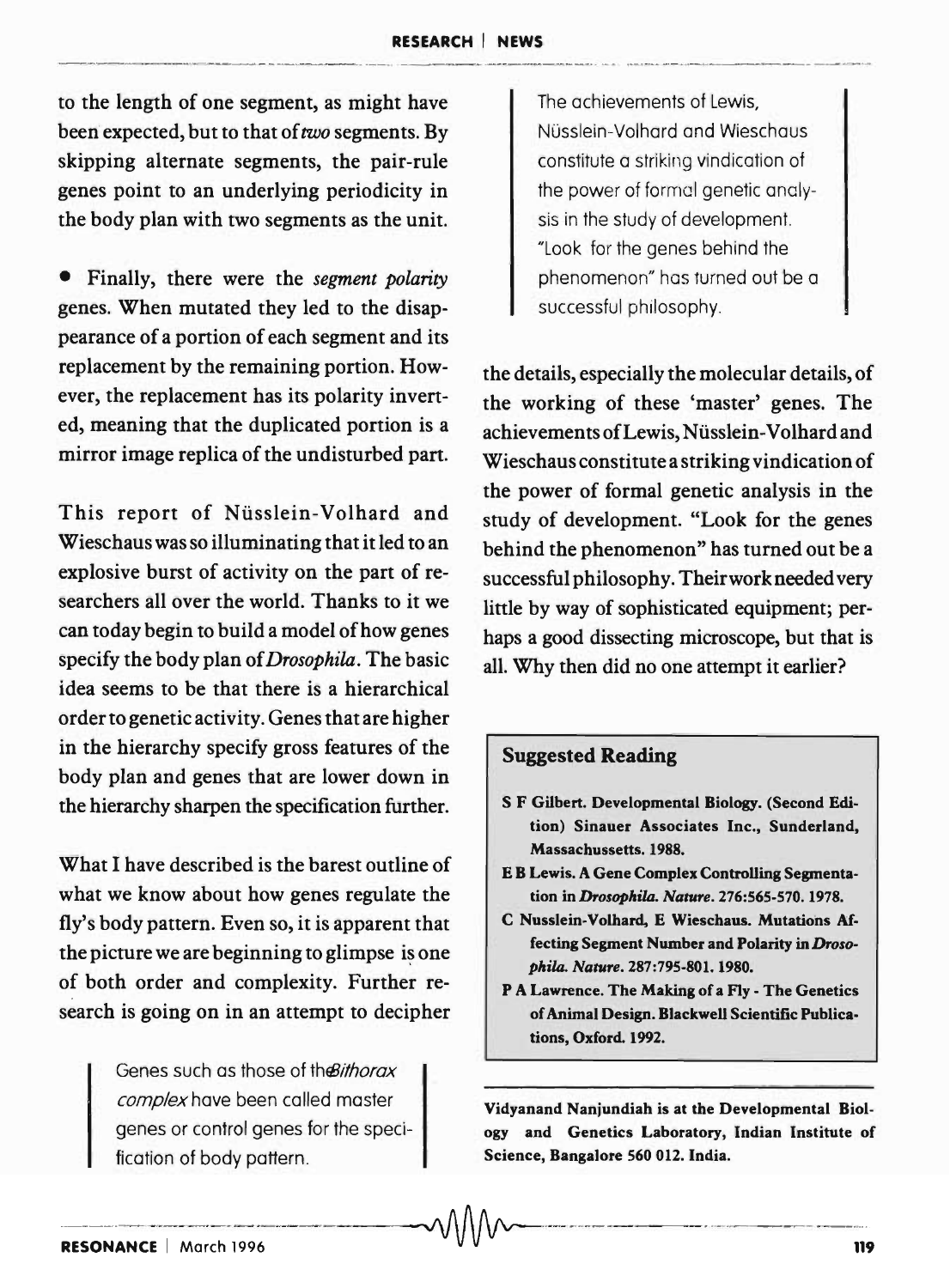to the length of one segment, as might have been expected, but to that of *two* segments. By skipping alternate segments, the pair-rule genes point to an underlying periodicity in the body plan with two segments as the unit.

- Finally, there were the *segment polarity* genes. When mutated they led to the disappearance of a portion of each segment and its replacement by the remaining portion. However, the replacement has its polarity inverted, meaning that the duplicated portion is a mirror image replica of the undisturbed part.

This report of Nüsslein-Volhard and Wieschaus was so illuminating that it led to an explosive burst of activity on the part of researchers all over the world. Thanks to it we can today begin to build a model of how genes specify the body plan of *Drosophila*. The basic idea seems to be that there is a hierarchical order to genetic activity. Genes that are higher in the hierarchy specify gross features of the body plan and genes that are lower down in the hierarchy sharpen the specification further.

What I have described is the barest outline of what we know about how genes regulate the fly's body pattern. Even so, it is apparent that the picture we are beginning to glimpse is one of both order and complexity. Further research is going on in an attempt to decipher the details, especially the molecular details, of the working of these 'master' genes. The achievements of Lewis, Nüsslein-Volhard and Wieschaus constitute a striking vindication of the power of formal genetic analysis in the study of development. "Look for the genes behind the phenomenon" has turned out be a successful philosophy. Their work needed very little by way of sophisticated equipment; perhaps a good dissecting microscope, but that is all. Why then did no one attempt it earlier?

> Genes such as those of the *Bithorax complex* have been called master genes or control genes for the specification of body pattern.

> The achievements of Lewis, Nüsslein-Volhard and Wieschaus constitute a striking vindication of the power of formal genetic analysis in the study of development. "Look for the genes behind the phenomenon" has turned out be a successful philosophy.

### Suggested Reading

- **S F Gilbert. Developmental Biology. (Second Edition) Sinauer Associates Inc., Sunderland, Massachussetts. 1988.**
- **E B Lewis. A Gene Complex Controlling Segmentation in *Drosophila*. *Nature*. 276:565-570. 1978.**
- **C Nusslein-Volhard, E Wieschaus. Mutations Affecting Segment Number and Polarity in *Drosophila*. *Nature*. 287:795-801. 1980.**
- **P A Lawrence. The Making of a Fly - The Genetics of Animal Design. Blackwell Scientific Publications, Oxford. 1992.**

**Vidyanand Nanjundiah is at the Developmental Biology and Genetics Laboratory, Indian Institute of Science, Bangalore 560 012. India.**